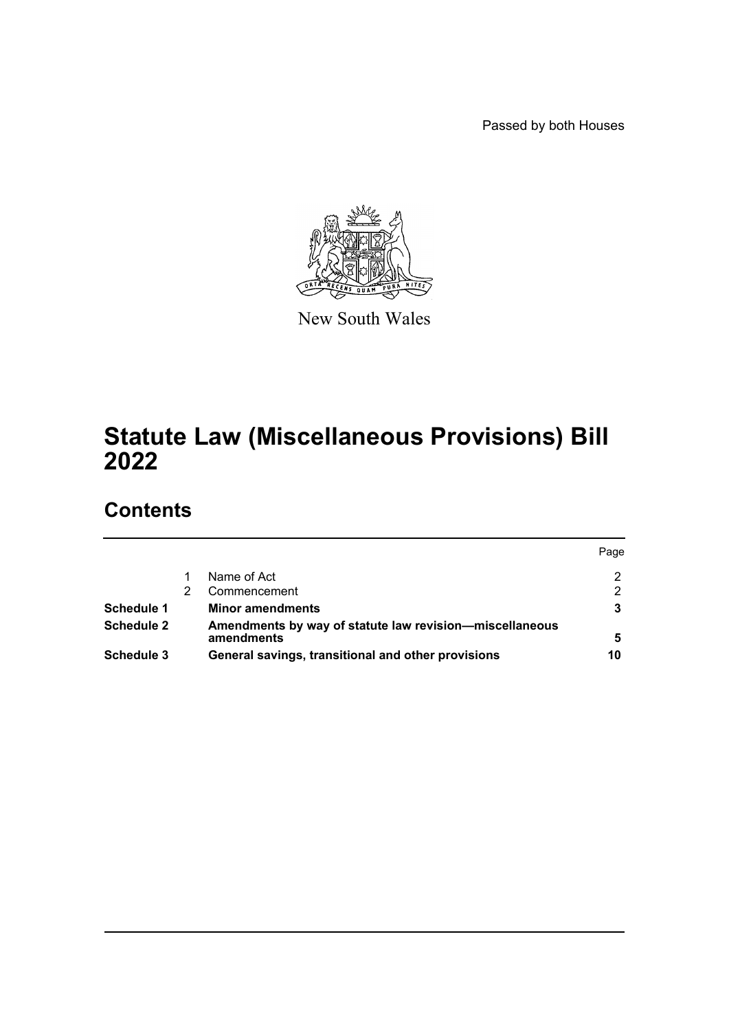Passed by both Houses

New South Wales

# Statute Law (Miscellaneous Provisions) Bill 2022

## Contents

| | | | Page |
|---|---|---|---|
| | 1 | Name of Act | 2 |
| | 2 | Commencement | 2 |
| **Schedule 1** | | **Minor amendments** | **3** |
| **Schedule 2** | | **Amendments by way of statute law revision—miscellaneous amendments** | **5** |
| **Schedule 3** | | **General savings, transitional and other provisions** | **10** |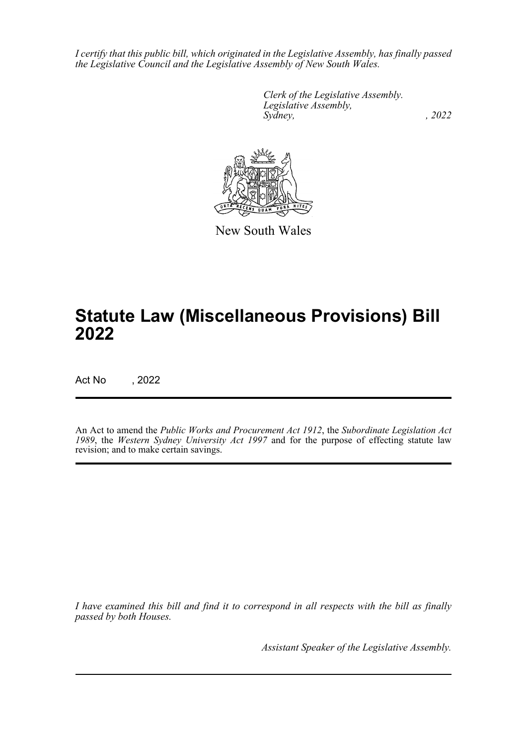*I certify that this public bill, which originated in the Legislative Assembly, has finally passed the Legislative Council and the Legislative Assembly of New South Wales.*

*Clerk of the Legislative Assembly.*
*Legislative Assembly,*
*Sydney, , 2022*

New South Wales

# Statute Law (Miscellaneous Provisions) Bill 2022

Act No , 2022

An Act to amend the *Public Works and Procurement Act 1912*, the *Subordinate Legislation Act 1989*, the *Western Sydney University Act 1997* and for the purpose of effecting statute law revision; and to make certain savings.

*I have examined this bill and find it to correspond in all respects with the bill as finally passed by both Houses.*

*Assistant Speaker of the Legislative Assembly.*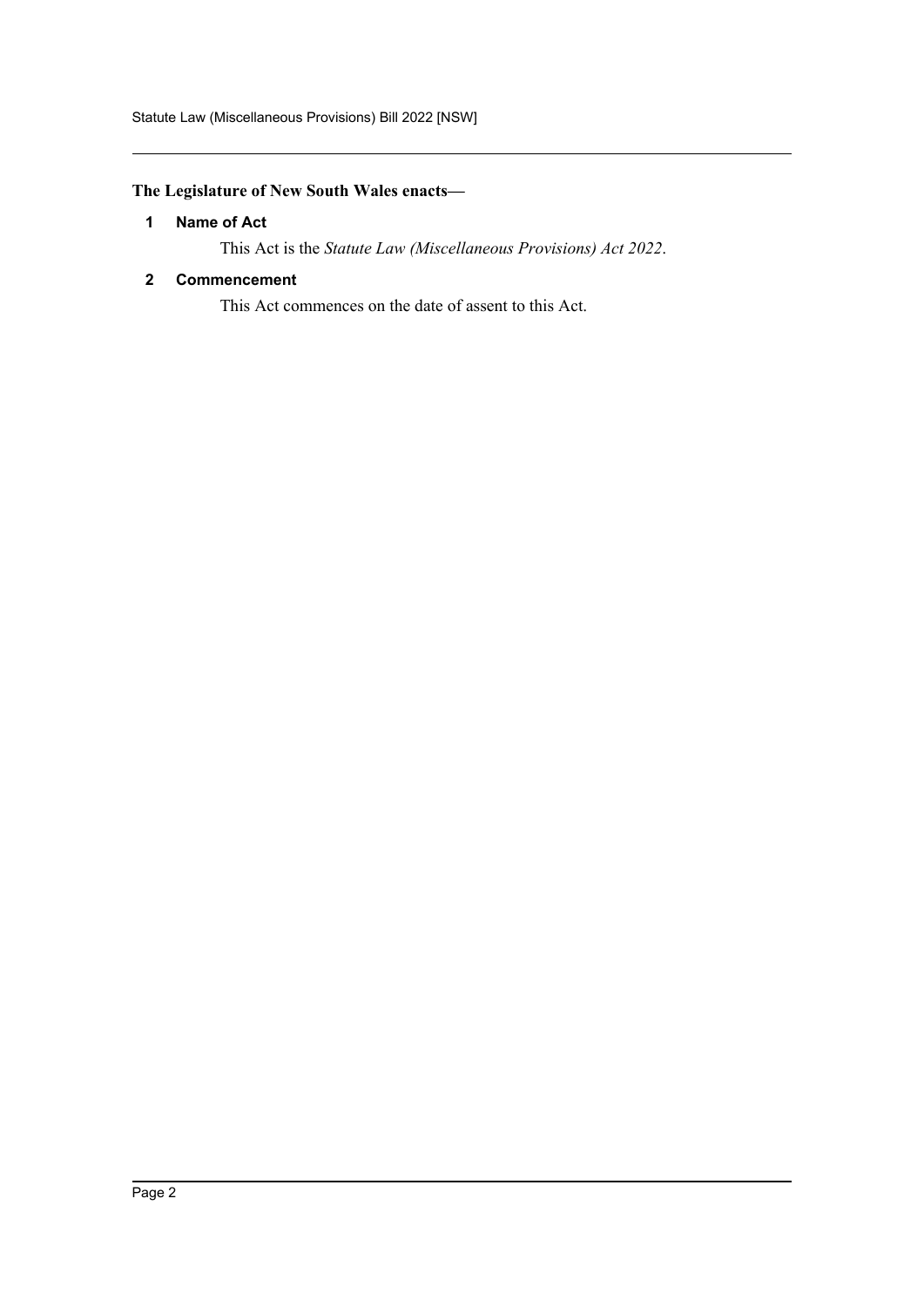**The Legislature of New South Wales enacts—**

### 1 Name of Act

This Act is the *Statute Law (Miscellaneous Provisions) Act 2022*.

### 2 Commencement

This Act commences on the date of assent to this Act.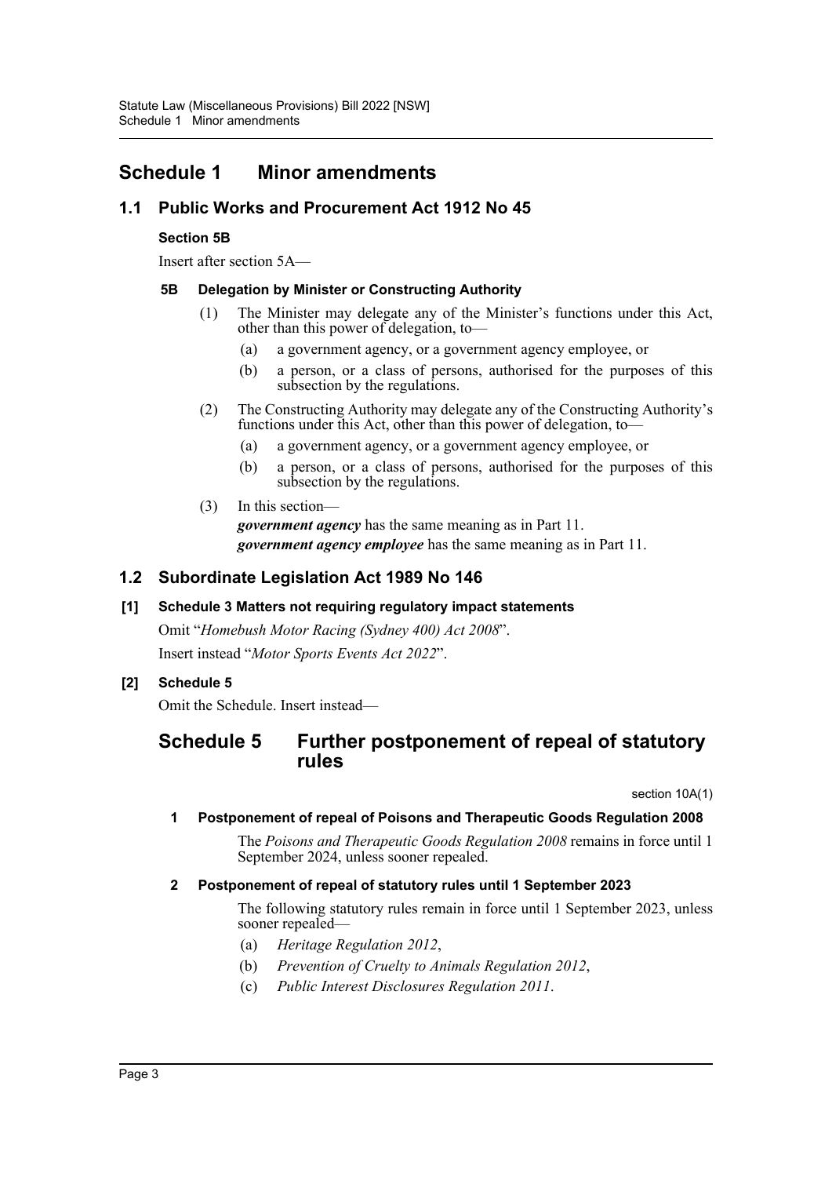# Schedule 1 Minor amendments

## 1.1 Public Works and Procurement Act 1912 No 45

### Section 5B

Insert after section 5A—

#### 5B Delegation by Minister or Constructing Authority

(1) The Minister may delegate any of the Minister's functions under this Act, other than this power of delegation, to—

(a) a government agency, or a government agency employee, or

(b) a person, or a class of persons, authorised for the purposes of this subsection by the regulations.

(2) The Constructing Authority may delegate any of the Constructing Authority's functions under this Act, other than this power of delegation, to—

(a) a government agency, or a government agency employee, or

(b) a person, or a class of persons, authorised for the purposes of this subsection by the regulations.

(3) In this section—

***government agency*** has the same meaning as in Part 11.

***government agency employee*** has the same meaning as in Part 11.

## 1.2 Subordinate Legislation Act 1989 No 146

### [1] Schedule 3 Matters not requiring regulatory impact statements

Omit "*Homebush Motor Racing (Sydney 400) Act 2008*".

Insert instead "*Motor Sports Events Act 2022*".

### [2] Schedule 5

Omit the Schedule. Insert instead—

## Schedule 5 Further postponement of repeal of statutory rules

section 10A(1)

#### 1 Postponement of repeal of Poisons and Therapeutic Goods Regulation 2008

The *Poisons and Therapeutic Goods Regulation 2008* remains in force until 1 September 2024, unless sooner repealed.

#### 2 Postponement of repeal of statutory rules until 1 September 2023

The following statutory rules remain in force until 1 September 2023, unless sooner repealed—

(a) *Heritage Regulation 2012*,

(b) *Prevention of Cruelty to Animals Regulation 2012*,

(c) *Public Interest Disclosures Regulation 2011*.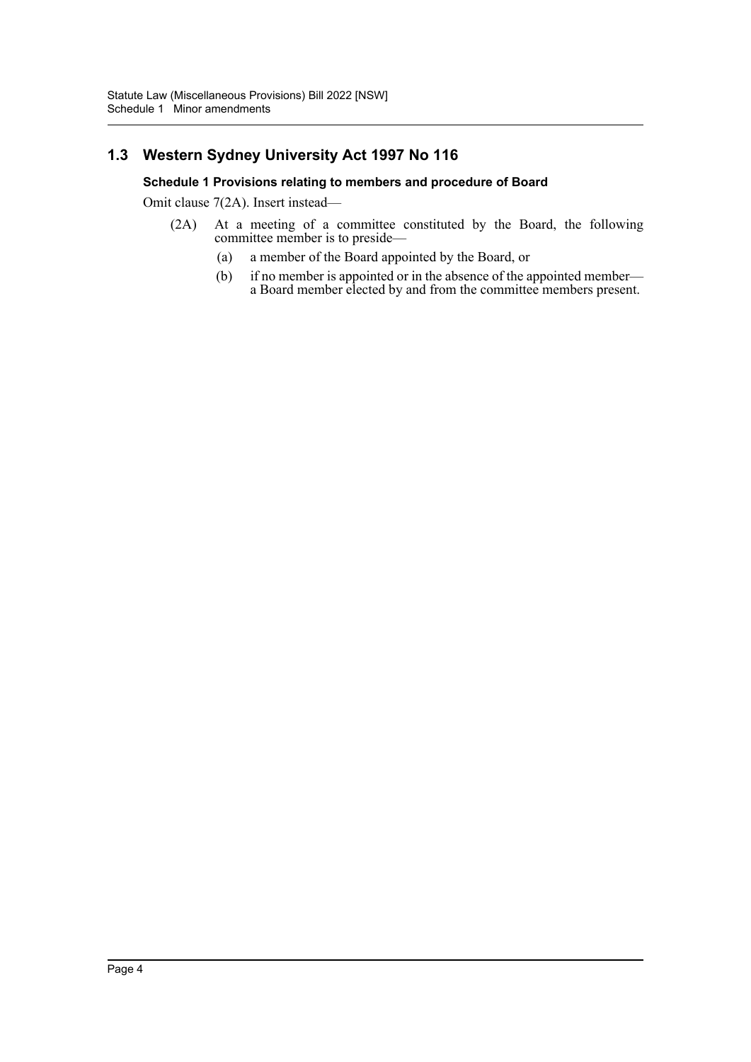## 1.3 Western Sydney University Act 1997 No 116

### Schedule 1 Provisions relating to members and procedure of Board

Omit clause 7(2A). Insert instead—

(2A) At a meeting of a committee constituted by the Board, the following committee member is to preside—

- (a) a member of the Board appointed by the Board, or
- (b) if no member is appointed or in the absence of the appointed member—a Board member elected by and from the committee members present.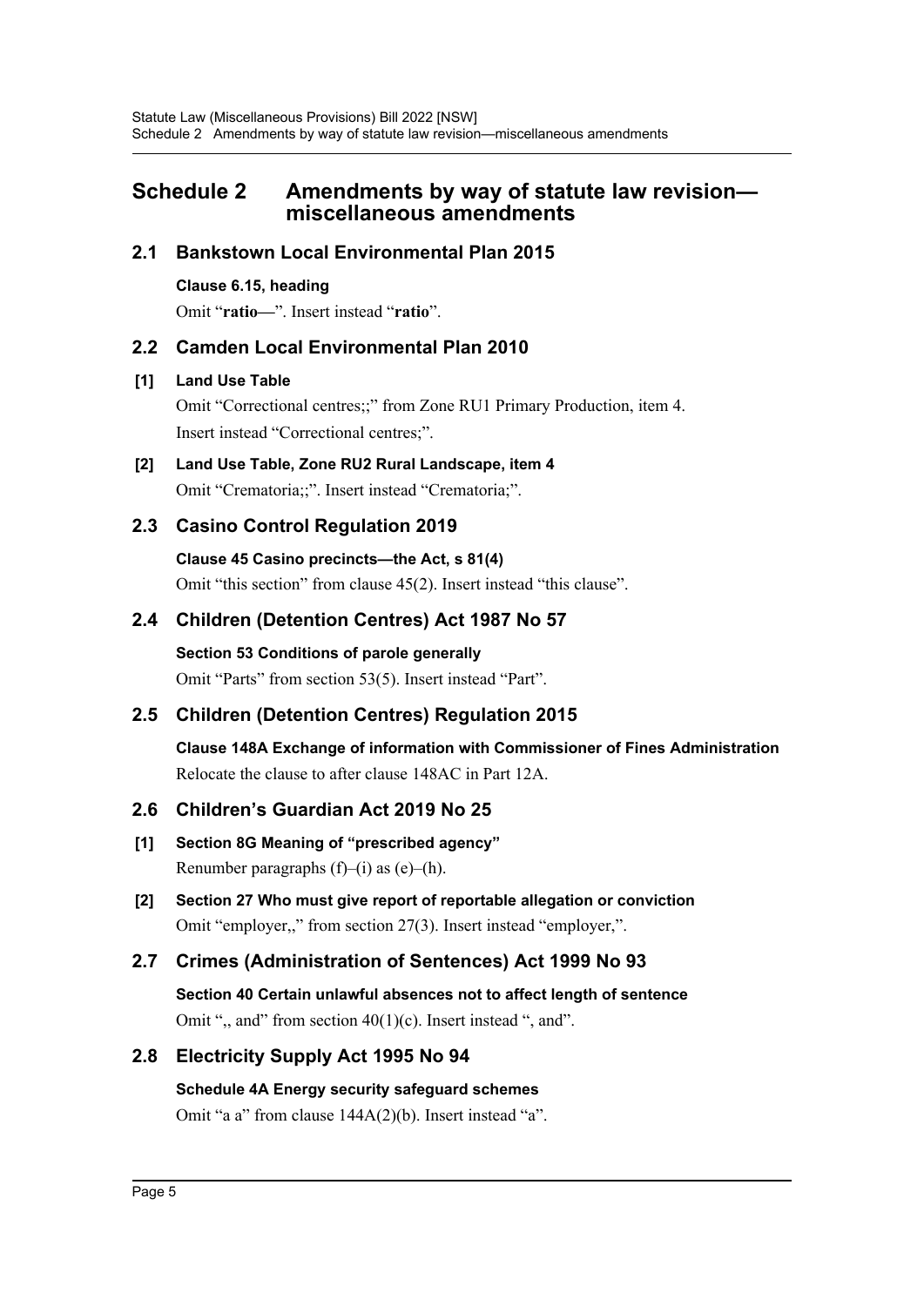# Schedule 2 Amendments by way of statute law revision—miscellaneous amendments

## 2.1 Bankstown Local Environmental Plan 2015

**Clause 6.15, heading**

Omit "**ratio—**". Insert instead "**ratio**".

## 2.2 Camden Local Environmental Plan 2010

**[1] Land Use Table**

Omit "Correctional centres;;" from Zone RU1 Primary Production, item 4.

Insert instead "Correctional centres;".

**[2] Land Use Table, Zone RU2 Rural Landscape, item 4**

Omit "Crematoria;;". Insert instead "Crematoria;".

## 2.3 Casino Control Regulation 2019

**Clause 45 Casino precincts—the Act, s 81(4)**

Omit "this section" from clause 45(2). Insert instead "this clause".

## 2.4 Children (Detention Centres) Act 1987 No 57

**Section 53 Conditions of parole generally**

Omit "Parts" from section 53(5). Insert instead "Part".

## 2.5 Children (Detention Centres) Regulation 2015

**Clause 148A Exchange of information with Commissioner of Fines Administration**

Relocate the clause to after clause 148AC in Part 12A.

## 2.6 Children's Guardian Act 2019 No 25

**[1] Section 8G Meaning of "prescribed agency"**

Renumber paragraphs (f)–(i) as (e)–(h).

**[2] Section 27 Who must give report of reportable allegation or conviction**

Omit "employer,," from section 27(3). Insert instead "employer,".

## 2.7 Crimes (Administration of Sentences) Act 1999 No 93

**Section 40 Certain unlawful absences not to affect length of sentence**

Omit ",, and" from section 40(1)(c). Insert instead ", and".

## 2.8 Electricity Supply Act 1995 No 94

**Schedule 4A Energy security safeguard schemes**

Omit "a a" from clause 144A(2)(b). Insert instead "a".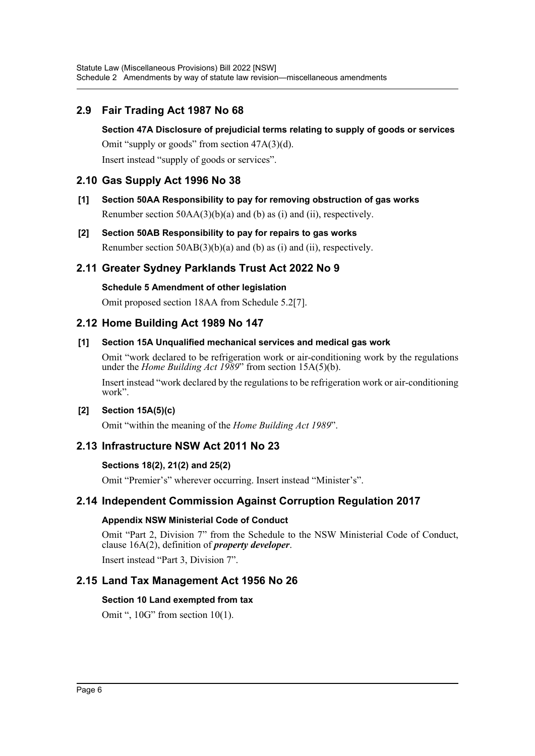## 2.9 Fair Trading Act 1987 No 68

#### Section 47A Disclosure of prejudicial terms relating to supply of goods or services

Omit "supply or goods" from section 47A(3)(d).

Insert instead "supply of goods or services".

## 2.10 Gas Supply Act 1996 No 38

#### [1] Section 50AA Responsibility to pay for removing obstruction of gas works

Renumber section 50AA(3)(b)(a) and (b) as (i) and (ii), respectively.

#### [2] Section 50AB Responsibility to pay for repairs to gas works

Renumber section 50AB(3)(b)(a) and (b) as (i) and (ii), respectively.

## 2.11 Greater Sydney Parklands Trust Act 2022 No 9

#### Schedule 5 Amendment of other legislation

Omit proposed section 18AA from Schedule 5.2[7].

## 2.12 Home Building Act 1989 No 147

#### [1] Section 15A Unqualified mechanical services and medical gas work

Omit "work declared to be refrigeration work or air-conditioning work by the regulations under the *Home Building Act 1989*" from section 15A(5)(b).

Insert instead "work declared by the regulations to be refrigeration work or air-conditioning work".

#### [2] Section 15A(5)(c)

Omit "within the meaning of the *Home Building Act 1989*".

## 2.13 Infrastructure NSW Act 2011 No 23

#### Sections 18(2), 21(2) and 25(2)

Omit "Premier's" wherever occurring. Insert instead "Minister's".

## 2.14 Independent Commission Against Corruption Regulation 2017

#### Appendix NSW Ministerial Code of Conduct

Omit "Part 2, Division 7" from the Schedule to the NSW Ministerial Code of Conduct, clause 16A(2), definition of ***property developer***.

Insert instead "Part 3, Division 7".

## 2.15 Land Tax Management Act 1956 No 26

#### Section 10 Land exempted from tax

Omit ", 10G" from section 10(1).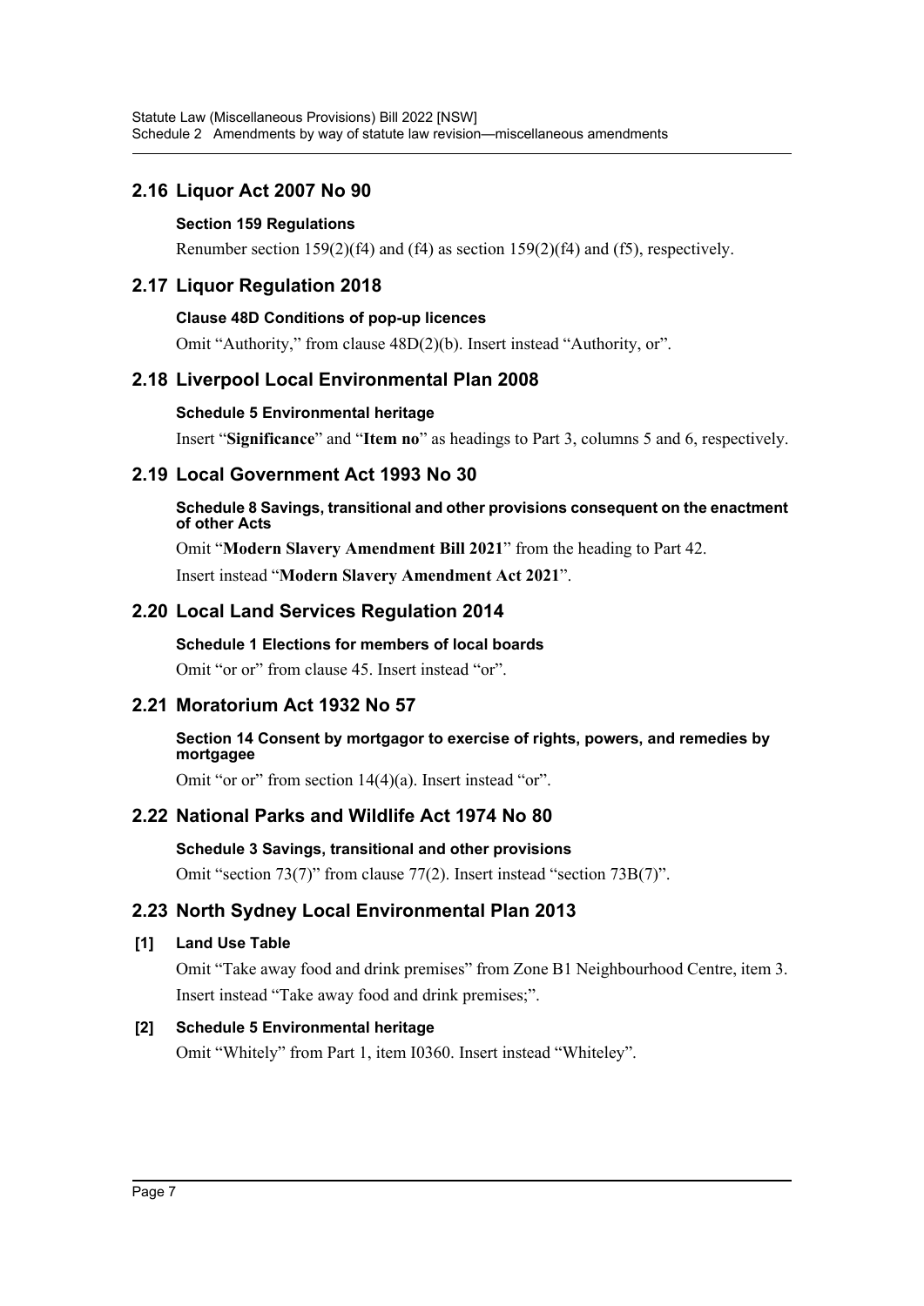## 2.16 Liquor Act 2007 No 90

### Section 159 Regulations

Renumber section 159(2)(f4) and (f4) as section 159(2)(f4) and (f5), respectively.

## 2.17 Liquor Regulation 2018

### Clause 48D Conditions of pop-up licences

Omit "Authority," from clause 48D(2)(b). Insert instead "Authority, or".

## 2.18 Liverpool Local Environmental Plan 2008

### Schedule 5 Environmental heritage

Insert "**Significance**" and "**Item no**" as headings to Part 3, columns 5 and 6, respectively.

## 2.19 Local Government Act 1993 No 30

### Schedule 8 Savings, transitional and other provisions consequent on the enactment of other Acts

Omit "**Modern Slavery Amendment Bill 2021**" from the heading to Part 42.

Insert instead "**Modern Slavery Amendment Act 2021**".

## 2.20 Local Land Services Regulation 2014

### Schedule 1 Elections for members of local boards

Omit "or or" from clause 45. Insert instead "or".

## 2.21 Moratorium Act 1932 No 57

### Section 14 Consent by mortgagor to exercise of rights, powers, and remedies by mortgagee

Omit "or or" from section 14(4)(a). Insert instead "or".

## 2.22 National Parks and Wildlife Act 1974 No 80

### Schedule 3 Savings, transitional and other provisions

Omit "section 73(7)" from clause 77(2). Insert instead "section 73B(7)".

## 2.23 North Sydney Local Environmental Plan 2013

### [1] Land Use Table

Omit "Take away food and drink premises" from Zone B1 Neighbourhood Centre, item 3. Insert instead "Take away food and drink premises;".

### [2] Schedule 5 Environmental heritage

Omit "Whitely" from Part 1, item I0360. Insert instead "Whiteley".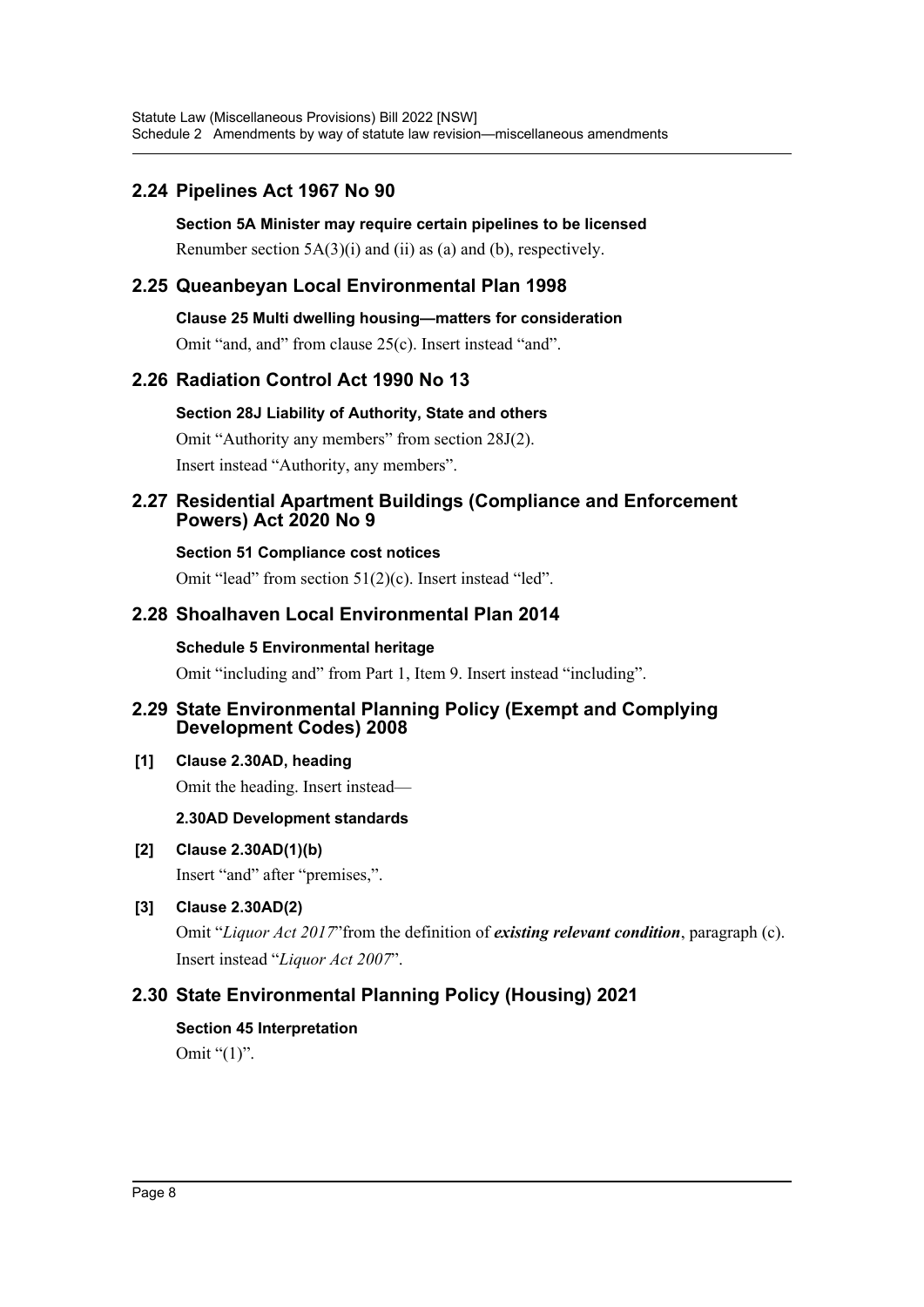## 2.24 Pipelines Act 1967 No 90

**Section 5A Minister may require certain pipelines to be licensed**

Renumber section 5A(3)(i) and (ii) as (a) and (b), respectively.

## 2.25 Queanbeyan Local Environmental Plan 1998

**Clause 25 Multi dwelling housing—matters for consideration**

Omit "and, and" from clause 25(c). Insert instead "and".

## 2.26 Radiation Control Act 1990 No 13

**Section 28J Liability of Authority, State and others**

Omit "Authority any members" from section 28J(2).

Insert instead "Authority, any members".

## 2.27 Residential Apartment Buildings (Compliance and Enforcement Powers) Act 2020 No 9

**Section 51 Compliance cost notices**

Omit "lead" from section 51(2)(c). Insert instead "led".

## 2.28 Shoalhaven Local Environmental Plan 2014

**Schedule 5 Environmental heritage**

Omit "including and" from Part 1, Item 9. Insert instead "including".

## 2.29 State Environmental Planning Policy (Exempt and Complying Development Codes) 2008

**[1] Clause 2.30AD, heading**

Omit the heading. Insert instead—

**2.30AD Development standards**

**[2] Clause 2.30AD(1)(b)**

Insert "and" after "premises,".

**[3] Clause 2.30AD(2)**

Omit "*Liquor Act 2017*"from the definition of ***existing relevant condition***, paragraph (c). Insert instead "*Liquor Act 2007*".

## 2.30 State Environmental Planning Policy (Housing) 2021

**Section 45 Interpretation**

Omit "(1)".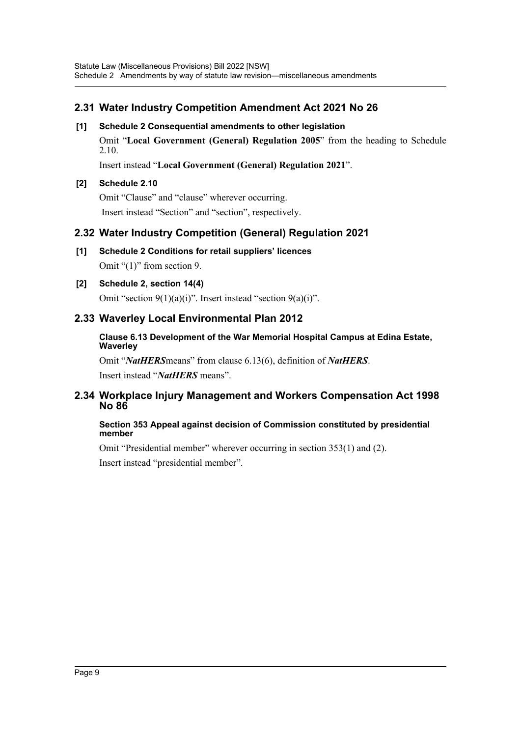## 2.31 Water Industry Competition Amendment Act 2021 No 26

**[1] Schedule 2 Consequential amendments to other legislation**

Omit "**Local Government (General) Regulation 2005**" from the heading to Schedule 2.10.

Insert instead "**Local Government (General) Regulation 2021**".

**[2] Schedule 2.10**

Omit "Clause" and "clause" wherever occurring.

Insert instead "Section" and "section", respectively.

## 2.32 Water Industry Competition (General) Regulation 2021

**[1] Schedule 2 Conditions for retail suppliers' licences**

Omit "(1)" from section 9.

**[2] Schedule 2, section 14(4)**

Omit "section 9(1)(a)(i)". Insert instead "section 9(a)(i)".

## 2.33 Waverley Local Environmental Plan 2012

**Clause 6.13 Development of the War Memorial Hospital Campus at Edina Estate, Waverley**

Omit "***NatHERS***means" from clause 6.13(6), definition of ***NatHERS***.

Insert instead "***NatHERS*** means".

## 2.34 Workplace Injury Management and Workers Compensation Act 1998 No 86

**Section 353 Appeal against decision of Commission constituted by presidential member**

Omit "Presidential member" wherever occurring in section 353(1) and (2).

Insert instead "presidential member".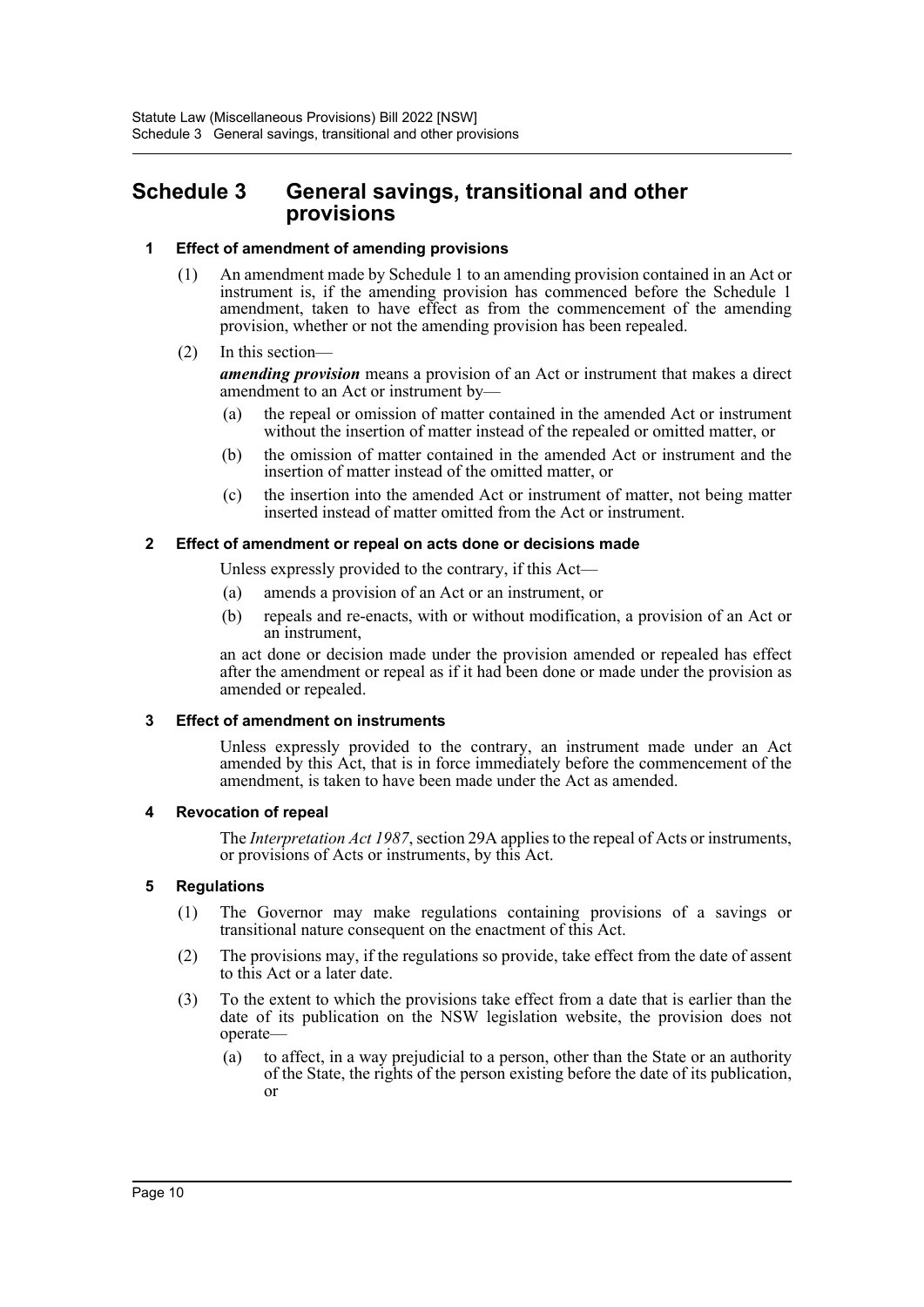# Schedule 3 General savings, transitional and other provisions

## 1 Effect of amendment of amending provisions

(1) An amendment made by Schedule 1 to an amending provision contained in an Act or instrument is, if the amending provision has commenced before the Schedule 1 amendment, taken to have effect as from the commencement of the amending provision, whether or not the amending provision has been repealed.

(2) In this section—

***amending provision*** means a provision of an Act or instrument that makes a direct amendment to an Act or instrument by—

(a) the repeal or omission of matter contained in the amended Act or instrument without the insertion of matter instead of the repealed or omitted matter, or

(b) the omission of matter contained in the amended Act or instrument and the insertion of matter instead of the omitted matter, or

(c) the insertion into the amended Act or instrument of matter, not being matter inserted instead of matter omitted from the Act or instrument.

## 2 Effect of amendment or repeal on acts done or decisions made

Unless expressly provided to the contrary, if this Act—

(a) amends a provision of an Act or an instrument, or

(b) repeals and re-enacts, with or without modification, a provision of an Act or an instrument,

an act done or decision made under the provision amended or repealed has effect after the amendment or repeal as if it had been done or made under the provision as amended or repealed.

## 3 Effect of amendment on instruments

Unless expressly provided to the contrary, an instrument made under an Act amended by this Act, that is in force immediately before the commencement of the amendment, is taken to have been made under the Act as amended.

## 4 Revocation of repeal

The *Interpretation Act 1987*, section 29A applies to the repeal of Acts or instruments, or provisions of Acts or instruments, by this Act.

## 5 Regulations

(1) The Governor may make regulations containing provisions of a savings or transitional nature consequent on the enactment of this Act.

(2) The provisions may, if the regulations so provide, take effect from the date of assent to this Act or a later date.

(3) To the extent to which the provisions take effect from a date that is earlier than the date of its publication on the NSW legislation website, the provision does not operate—

(a) to affect, in a way prejudicial to a person, other than the State or an authority of the State, the rights of the person existing before the date of its publication, or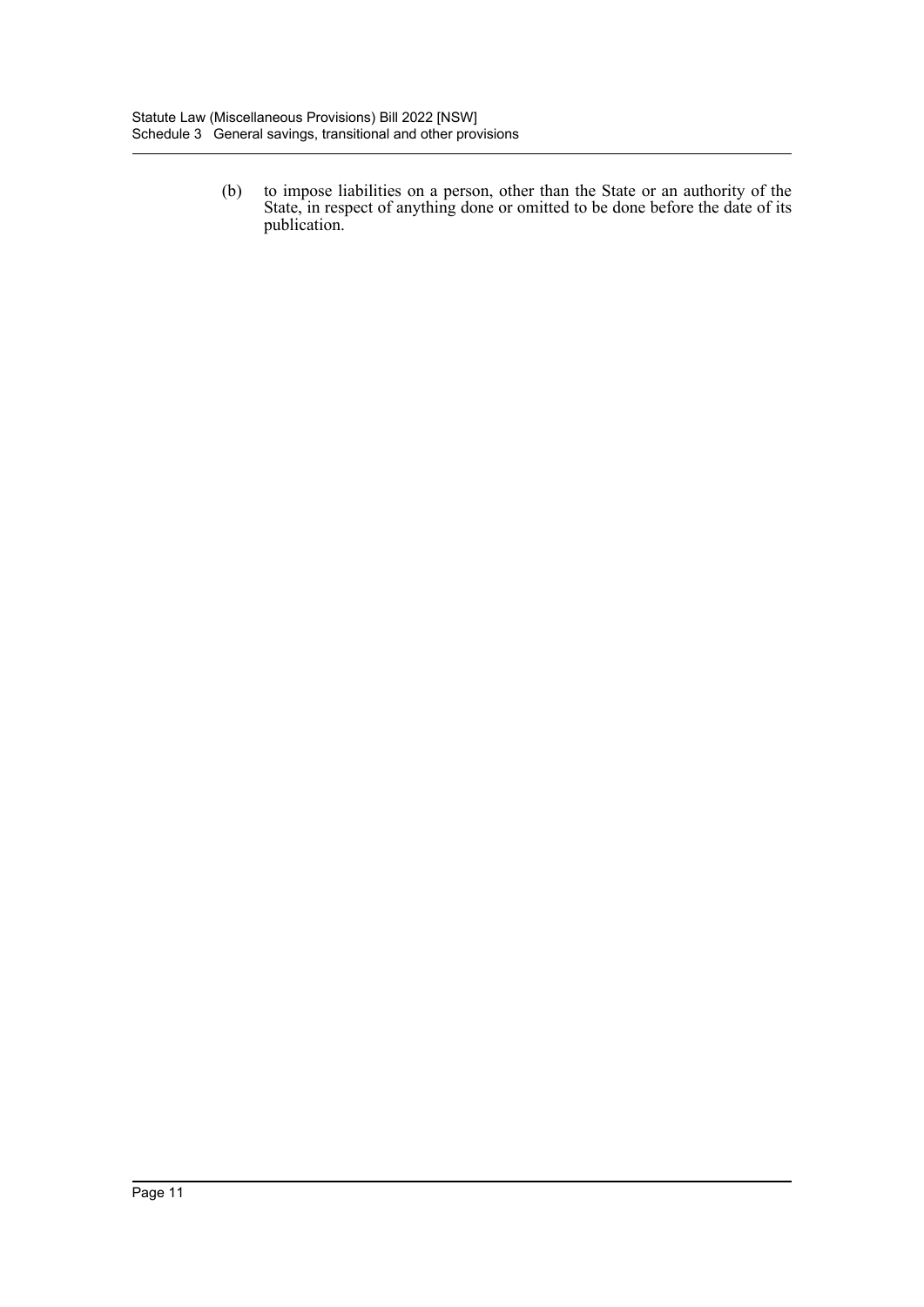(b) to impose liabilities on a person, other than the State or an authority of the State, in respect of anything done or omitted to be done before the date of its publication.